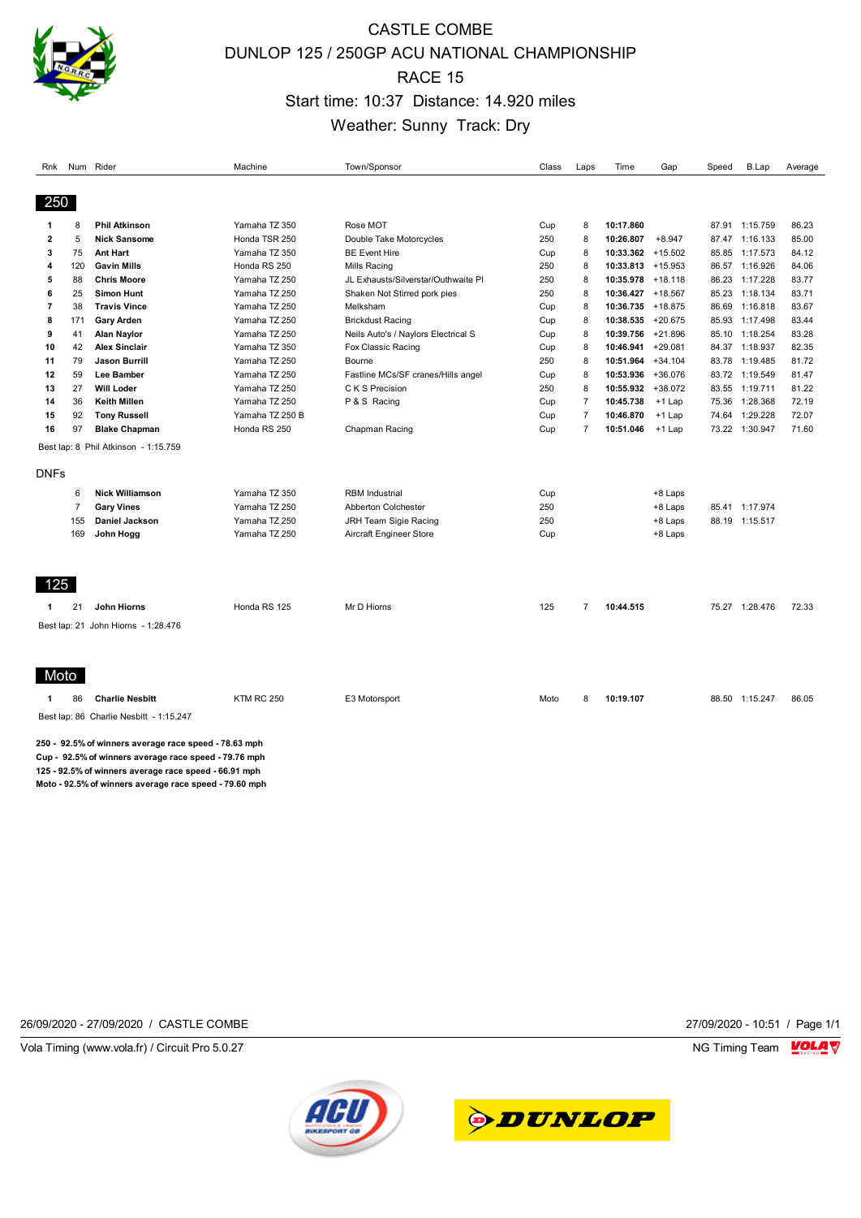# CASTLE COMBE

## DUNLOP 125 / 250GP ACU NATIONAL CHAMPIONSHIP

## RACE 15

Start time: 10:37 Distance: 14.920 miles

Weather: Sunny Track: Dry

| Rnk | Num | Rider | Machine | Town/Sponsor | Class | Laps | Time | Gap | Speed | B.Lap | Average |
|---|---|---|---|---|---|---|---|---|---|---|---|
| **250** | | | | | | | | | | | |
| 1 | 8 | **Phil Atkinson** | Yamaha TZ 350 | Rose MOT | Cup | 8 | **10:17.860** | | 87.91 | 1:15.759 | 86.23 |
| 2 | 5 | **Nick Sansome** | Honda TSR 250 | Double Take Motorcycles | 250 | 8 | **10:26.807** | +8.947 | 87.47 | 1:16.133 | 85.00 |
| 3 | 75 | **Ant Hart** | Yamaha TZ 350 | BE Event Hire | Cup | 8 | **10:33.362** | +15.502 | 85.85 | 1:17.573 | 84.12 |
| 4 | 120 | **Gavin Mills** | Honda RS 250 | Mills Racing | 250 | 8 | **10:33.813** | +15.953 | 86.57 | 1:16.926 | 84.06 |
| 5 | 88 | **Chris Moore** | Yamaha TZ 250 | JL Exhausts/Silverstar/Outhwaite Pl | 250 | 8 | **10:35.978** | +18.118 | 86.23 | 1:17.228 | 83.77 |
| 6 | 25 | **Simon Hunt** | Yamaha TZ 250 | Shaken Not Stirred pork pies | 250 | 8 | **10:36.427** | +18.567 | 85.23 | 1:18.134 | 83.71 |
| 7 | 38 | **Travis Vince** | Yamaha TZ 250 | Melksham | Cup | 8 | **10:36.735** | +18.875 | 86.69 | 1:16.818 | 83.67 |
| 8 | 171 | **Gary Arden** | Yamaha TZ 250 | Brickdust Racing | Cup | 8 | **10:38.535** | +20.675 | 85.93 | 1:17.498 | 83.44 |
| 9 | 41 | **Alan Naylor** | Yamaha TZ 250 | Neils Auto's / Naylors Electrical S | Cup | 8 | **10:39.756** | +21.896 | 85.10 | 1:18.254 | 83.28 |
| 10 | 42 | **Alex Sinclair** | Yamaha TZ 350 | Fox Classic Racing | Cup | 8 | **10:46.941** | +29.081 | 84.37 | 1:18.937 | 82.35 |
| 11 | 79 | **Jason Burrill** | Yamaha TZ 250 | Bourne | 250 | 8 | **10:51.964** | +34.104 | 83.78 | 1:19.485 | 81.72 |
| 12 | 59 | **Lee Bamber** | Yamaha TZ 250 | Fastline MCs/SF cranes/Hills angel | Cup | 8 | **10:53.936** | +36.076 | 83.72 | 1:19.549 | 81.47 |
| 13 | 27 | **Will Loder** | Yamaha TZ 250 | C K S Precision | 250 | 8 | **10:55.932** | +38.072 | 83.55 | 1:19.711 | 81.22 |
| 14 | 36 | **Keith Millen** | Yamaha TZ 250 | P & S Racing | Cup | 7 | **10:45.738** | +1 Lap | 75.36 | 1:28.368 | 72.19 |
| 15 | 92 | **Tony Russell** | Yamaha TZ 250 B | | Cup | 7 | **10:46.870** | +1 Lap | 74.64 | 1:29.228 | 72.07 |
| 16 | 97 | **Blake Chapman** | Honda RS 250 | Chapman Racing | Cup | 7 | **10:51.046** | +1 Lap | 73.22 | 1:30.947 | 71.60 |
| Best lap: 8 Phil Atkinson - 1:15.759 | | | | | | | | | | | |
| DNFs | | | | | | | | | | | |
| | 6 | **Nick Williamson** | Yamaha TZ 350 | RBM Industrial | Cup | | | +8 Laps | | | |
| | 7 | **Gary Vines** | Yamaha TZ 250 | Abberton Colchester | 250 | | | +8 Laps | 85.41 | 1:17.974 | |
| | 155 | **Daniel Jackson** | Yamaha TZ 250 | JRH Team Sigie Racing | 250 | | | +8 Laps | 88.19 | 1:15.517 | |
| | 169 | **John Hogg** | Yamaha TZ 250 | Aircraft Engineer Store | Cup | | | +8 Laps | | | |
| **125** | | | | | | | | | | | |
| 1 | 21 | **John Hiorns** | Honda RS 125 | Mr D Hiorns | 125 | 7 | **10:44.515** | | 75.27 | 1:28.476 | 72.33 |
| Best lap: 21 John Hiorns - 1:28.476 | | | | | | | | | | | |
| **Moto** | | | | | | | | | | | |
| 1 | 86 | **Charlie Nesbitt** | KTM RC 250 | E3 Motorsport | Moto | 8 | **10:19.107** | | 88.50 | 1:15.247 | 86.05 |
| Best lap: 86 Charlie Nesbitt - 1:15.247 | | | | | | | | | | | |

**250 - 92.5% of winners average race speed - 78.63 mph**
**Cup - 92.5% of winners average race speed - 79.76 mph**
**125 - 92.5% of winners average race speed - 66.91 mph**
**Moto - 92.5% of winners average race speed - 79.60 mph**

26/09/2020 - 27/09/2020 / CASTLE COMBE — 27/09/2020 - 10:51

Vola Timing (www.vola.fr) / Circuit Pro 5.0.27 — NG Timing Team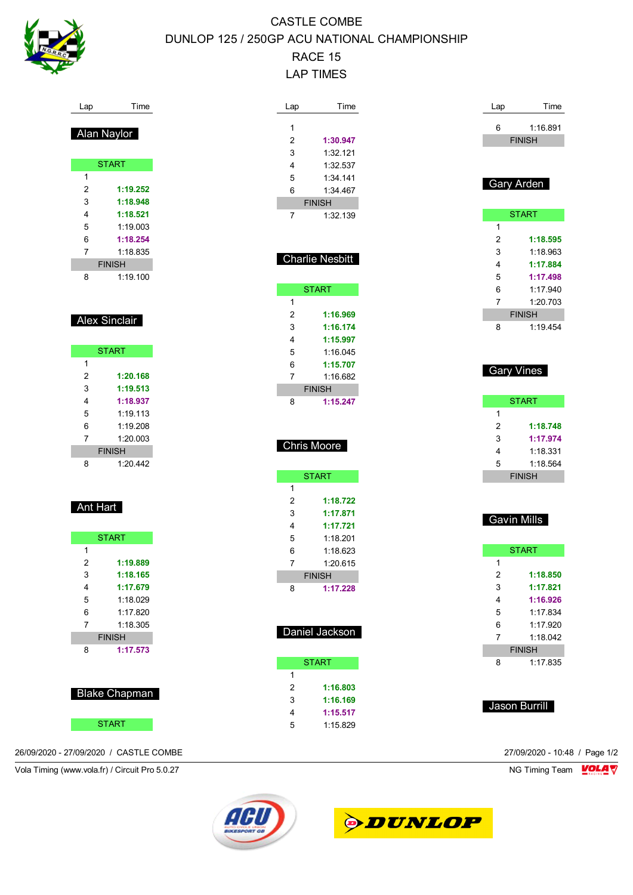# CASTLE COMBE
# DUNLOP 125 / 250GP ACU NATIONAL CHAMPIONSHIP
# RACE 15
# LAP TIMES

## Alan Naylor

| Lap | Time |
|---|---|
| START | |
| 1 | |
| 2 | **1:19.252** |
| 3 | **1:18.948** |
| 4 | **1:18.521** |
| 5 | 1:19.003 |
| 6 | **1:18.254** |
| 7 | 1:18.835 |
| FINISH | |
| 8 | 1:19.100 |

## Alex Sinclair

| Lap | Time |
|---|---|
| START | |
| 1 | |
| 2 | **1:20.168** |
| 3 | **1:19.513** |
| 4 | **1:18.937** |
| 5 | 1:19.113 |
| 6 | 1:19.208 |
| 7 | 1:20.003 |
| FINISH | |
| 8 | 1:20.442 |

## Ant Hart

| Lap | Time |
|---|---|
| START | |
| 1 | |
| 2 | **1:19.889** |
| 3 | **1:18.165** |
| 4 | **1:17.679** |
| 5 | 1:18.029 |
| 6 | 1:17.820 |
| 7 | 1:18.305 |
| FINISH | |
| 8 | **1:17.573** |

## Blake Chapman

| Lap | Time |
|---|---|
| START | |
| 1 | |
| 2 | **1:30.947** |
| 3 | 1:32.121 |
| 4 | 1:32.537 |
| 5 | 1:34.141 |
| 6 | 1:34.467 |
| FINISH | |
| 7 | 1:32.139 |

## Charlie Nesbitt

| Lap | Time |
|---|---|
| START | |
| 1 | |
| 2 | **1:16.969** |
| 3 | **1:16.174** |
| 4 | **1:15.997** |
| 5 | 1:16.045 |
| 6 | **1:15.707** |
| 7 | 1:16.682 |
| FINISH | |
| 8 | **1:15.247** |

## Chris Moore

| Lap | Time |
|---|---|
| START | |
| 1 | |
| 2 | **1:18.722** |
| 3 | **1:17.871** |
| 4 | **1:17.721** |
| 5 | 1:18.201 |
| 6 | 1:18.623 |
| 7 | 1:20.615 |
| FINISH | |
| 8 | **1:17.228** |

## Daniel Jackson

| Lap | Time |
|---|---|
| START | |
| 1 | |
| 2 | **1:16.803** |
| 3 | **1:16.169** |
| 4 | **1:15.517** |
| 5 | 1:15.829 |
| 6 | 1:16.891 |
| FINISH | |

## Gary Arden

| Lap | Time |
|---|---|
| START | |
| 1 | |
| 2 | **1:18.595** |
| 3 | 1:18.963 |
| 4 | **1:17.884** |
| 5 | **1:17.498** |
| 6 | 1:17.940 |
| 7 | 1:20.703 |
| FINISH | |
| 8 | 1:19.454 |

## Gary Vines

| Lap | Time |
|---|---|
| START | |
| 1 | |
| 2 | **1:18.748** |
| 3 | **1:17.974** |
| 4 | 1:18.331 |
| 5 | 1:18.564 |
| FINISH | |

## Gavin Mills

| Lap | Time |
|---|---|
| START | |
| 1 | |
| 2 | **1:18.850** |
| 3 | **1:17.821** |
| 4 | **1:16.926** |
| 5 | 1:17.834 |
| 6 | 1:17.920 |
| 7 | 1:18.042 |
| FINISH | |
| 8 | 1:17.835 |

## Jason Burrill

26/09/2020 - 27/09/2020 / CASTLE COMBE

27/09/2020 - 10:48

Vola Timing (www.vola.fr) / Circuit Pro 5.0.27

NG Timing Team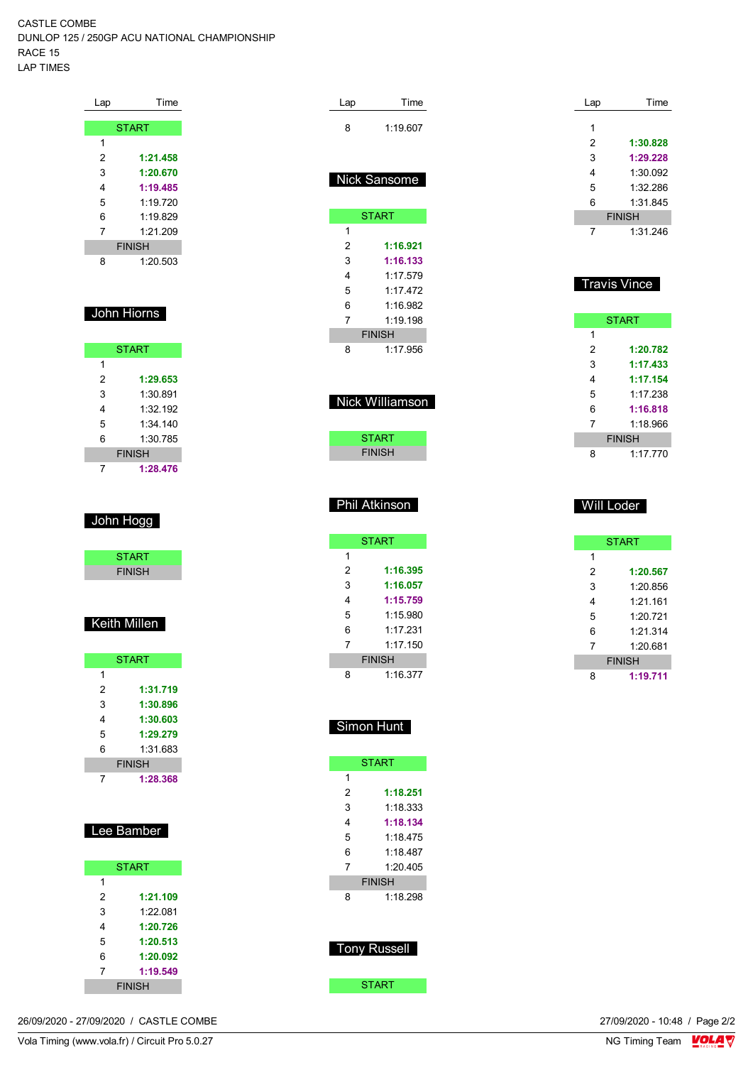CASTLE COMBE
DUNLOP 125 / 250GP ACU NATIONAL CHAMPIONSHIP
RACE 15
LAP TIMES

| Lap | Time |
|---|---|
| START | |
| 1 | |
| 2 | **1:21.458** |
| 3 | **1:20.670** |
| 4 | **1:19.485** |
| 5 | 1:19.720 |
| 6 | 1:19.829 |
| 7 | 1:21.209 |
| FINISH | |
| 8 | 1:20.503 |

## John Hiorns

| Lap | Time |
|---|---|
| START | |
| 1 | |
| 2 | **1:29.653** |
| 3 | 1:30.891 |
| 4 | 1:32.192 |
| 5 | 1:34.140 |
| 6 | 1:30.785 |
| FINISH | |
| 7 | **1:28.476** |

## John Hogg

| Lap | Time |
|---|---|
| START | |
| FINISH | |

## Keith Millen

| Lap | Time |
|---|---|
| START | |
| 1 | |
| 2 | **1:31.719** |
| 3 | **1:30.896** |
| 4 | **1:30.603** |
| 5 | **1:29.279** |
| 6 | 1:31.683 |
| FINISH | |
| 7 | **1:28.368** |

## Lee Bamber

| Lap | Time |
|---|---|
| START | |
| 1 | |
| 2 | **1:21.109** |
| 3 | 1:22.081 |
| 4 | **1:20.726** |
| 5 | **1:20.513** |
| 6 | **1:20.092** |
| 7 | **1:19.549** |
| FINISH | |

| Lap | Time |
|---|---|
| 8 | 1:19.607 |

## Nick Sansome

| Lap | Time |
|---|---|
| START | |
| 1 | |
| 2 | **1:16.921** |
| 3 | **1:16.133** |
| 4 | 1:17.579 |
| 5 | 1:17.472 |
| 6 | 1:16.982 |
| 7 | 1:19.198 |
| FINISH | |
| 8 | 1:17.956 |

## Nick Williamson

| Lap | Time |
|---|---|
| START | |
| FINISH | |

## Phil Atkinson

| Lap | Time |
|---|---|
| START | |
| 1 | |
| 2 | **1:16.395** |
| 3 | **1:16.057** |
| 4 | **1:15.759** |
| 5 | 1:15.980 |
| 6 | 1:17.231 |
| 7 | 1:17.150 |
| FINISH | |
| 8 | 1:16.377 |

## Simon Hunt

| Lap | Time |
|---|---|
| START | |
| 1 | |
| 2 | **1:18.251** |
| 3 | 1:18.333 |
| 4 | **1:18.134** |
| 5 | 1:18.475 |
| 6 | 1:18.487 |
| 7 | 1:20.405 |
| FINISH | |
| 8 | 1:18.298 |

## Tony Russell

| Lap | Time |
|---|---|
| START | |

| Lap | Time |
|---|---|
| 1 | |
| 2 | **1:30.828** |
| 3 | **1:29.228** |
| 4 | 1:30.092 |
| 5 | 1:32.286 |
| 6 | 1:31.845 |
| FINISH | |
| 7 | 1:31.246 |

## Travis Vince

| Lap | Time |
|---|---|
| START | |
| 1 | |
| 2 | **1:20.782** |
| 3 | **1:17.433** |
| 4 | **1:17.154** |
| 5 | 1:17.238 |
| 6 | **1:16.818** |
| 7 | 1:18.966 |
| FINISH | |
| 8 | 1:17.770 |

## Will Loder

| Lap | Time |
|---|---|
| START | |
| 1 | |
| 2 | **1:20.567** |
| 3 | 1:20.856 |
| 4 | 1:21.161 |
| 5 | 1:20.721 |
| 6 | 1:21.314 |
| 7 | 1:20.681 |
| FINISH | |
| 8 | **1:19.711** |

26/09/2020 - 27/09/2020 / CASTLE COMBE

27/09/2020 - 10:48

Vola Timing (www.vola.fr) / Circuit Pro 5.0.27

NG Timing Team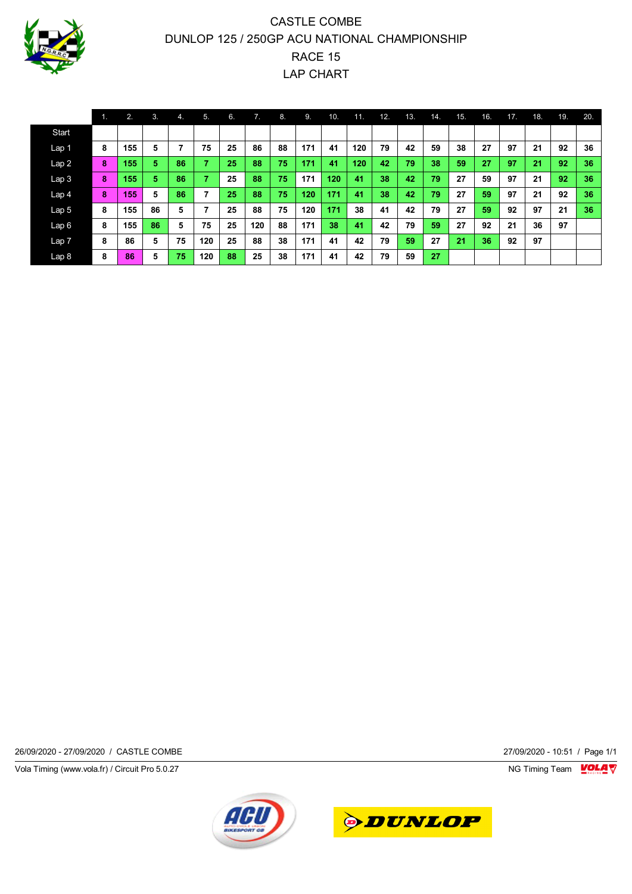# CASTLE COMBE

## DUNLOP 125 / 250GP ACU NATIONAL CHAMPIONSHIP

## RACE 15

## LAP CHART

| | 1. | 2. | 3. | 4. | 5. | 6. | 7. | 8. | 9. | 10. | 11. | 12. | 13. | 14. | 15. | 16. | 17. | 18. | 19. | 20. |
|---|---|---|---|---|---|---|---|---|---|---|---|---|---|---|---|---|---|---|---|---|
| Start | | | | | | | | | | | | | | | | | | | | |
| Lap 1 | 8 | 155 | 5 | 7 | 75 | 25 | 86 | 88 | 171 | 41 | 120 | 79 | 42 | 59 | 38 | 27 | 97 | 21 | 92 | 36 |
| Lap 2 | 8 | 155 | 5 | 86 | 7 | 25 | 88 | 75 | 171 | 41 | 120 | 42 | 79 | 38 | 59 | 27 | 97 | 21 | 92 | 36 |
| Lap 3 | 8 | 155 | 5 | 86 | 7 | 25 | 88 | 75 | 171 | 120 | 41 | 38 | 42 | 79 | 27 | 59 | 97 | 21 | 92 | 36 |
| Lap 4 | 8 | 155 | 5 | 86 | 7 | 25 | 88 | 75 | 120 | 171 | 41 | 38 | 42 | 79 | 27 | 59 | 97 | 21 | 92 | 36 |
| Lap 5 | 8 | 155 | 86 | 5 | 7 | 25 | 88 | 75 | 120 | 171 | 38 | 41 | 42 | 79 | 27 | 59 | 92 | 97 | 21 | 36 |
| Lap 6 | 8 | 155 | 86 | 5 | 75 | 25 | 120 | 88 | 171 | 38 | 41 | 42 | 79 | 59 | 27 | 92 | 21 | 36 | 97 | |
| Lap 7 | 8 | 86 | 5 | 75 | 120 | 25 | 88 | 38 | 171 | 41 | 42 | 79 | 59 | 27 | 21 | 36 | 92 | 97 | | |
| Lap 8 | 8 | 86 | 5 | 75 | 120 | 88 | 25 | 38 | 171 | 41 | 42 | 79 | 59 | 27 | | | | | | |

26/09/2020 - 27/09/2020 / CASTLE COMBE

27/09/2020 - 10:51 / Page 1/1

Vola Timing (www.vola.fr) / Circuit Pro 5.0.27

NG Timing Team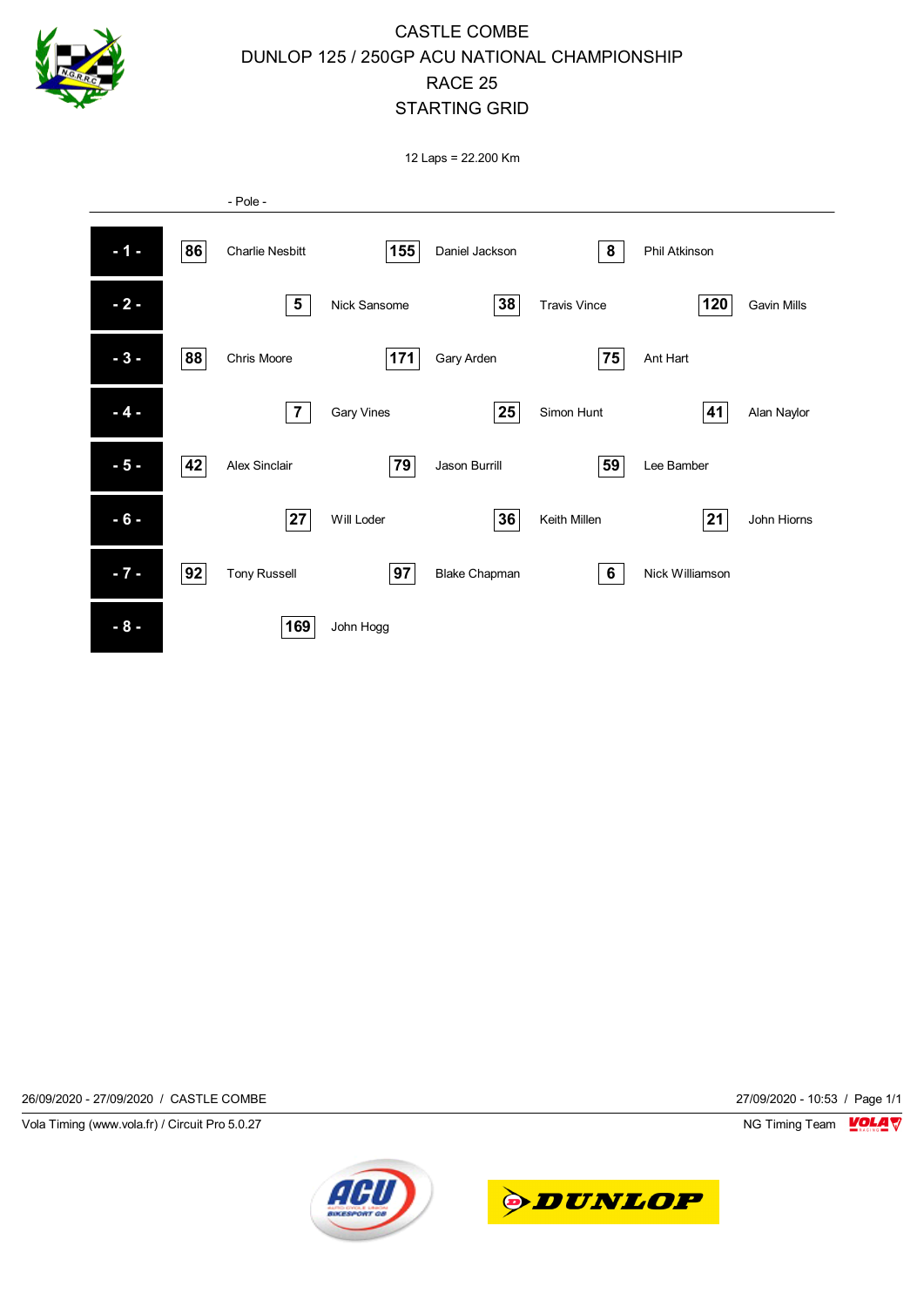# CASTLE COMBE

## DUNLOP 125 / 250GP ACU NATIONAL CHAMPIONSHIP

## RACE 25

## STARTING GRID

12 Laps = 22.200 Km

- Pole -

| Row | No. | Rider | No. | Rider | No. | Rider |
|---|---|---|---|---|---|---|
| - 1 - | 86 | Charlie Nesbitt | 155 | Daniel Jackson | 8 | Phil Atkinson |
| - 2 - | 5 | Nick Sansome | 38 | Travis Vince | 120 | Gavin Mills |
| - 3 - | 88 | Chris Moore | 171 | Gary Arden | 75 | Ant Hart |
| - 4 - | 7 | Gary Vines | 25 | Simon Hunt | 41 | Alan Naylor |
| - 5 - | 42 | Alex Sinclair | 79 | Jason Burrill | 59 | Lee Bamber |
| - 6 - | 27 | Will Loder | 36 | Keith Millen | 21 | John Hiorns |
| - 7 - | 92 | Tony Russell | 97 | Blake Chapman | 6 | Nick Williamson |
| - 8 - | 169 | John Hogg | | | | |

26/09/2020 - 27/09/2020 / CASTLE COMBE | 27/09/2020 - 10:53

Vola Timing (www.vola.fr) / Circuit Pro 5.0.27 | NG Timing Team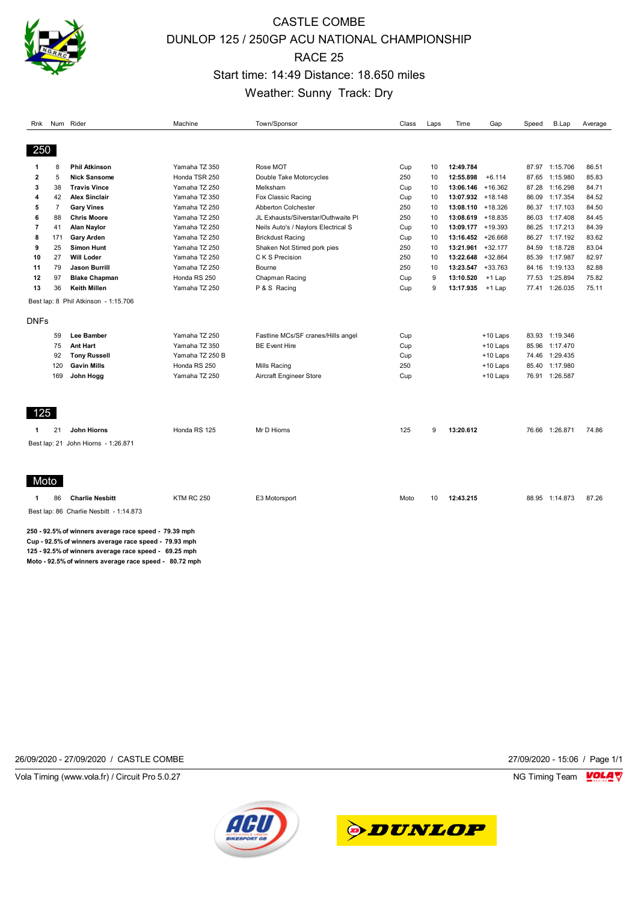# CASTLE COMBE
# DUNLOP 125 / 250GP ACU NATIONAL CHAMPIONSHIP
# RACE 25
## Start time: 14:49 Distance: 18.650 miles
## Weather: Sunny Track: Dry

### 250

| Rnk | Num | Rider | Machine | Town/Sponsor | Class | Laps | Time | Gap | Speed | B.Lap | Average |
|---|---|---|---|---|---|---|---|---|---|---|---|
| 1 | 8 | **Phil Atkinson** | Yamaha TZ 350 | Rose MOT | Cup | 10 | **12:49.784** | | 87.97 | 1:15.706 | 86.51 |
| 2 | 5 | **Nick Sansome** | Honda TSR 250 | Double Take Motorcycles | 250 | 10 | **12:55.898** | +6.114 | 87.65 | 1:15.980 | 85.83 |
| 3 | 38 | **Travis Vince** | Yamaha TZ 250 | Melksham | Cup | 10 | **13:06.146** | +16.362 | 87.28 | 1:16.298 | 84.71 |
| 4 | 42 | **Alex Sinclair** | Yamaha TZ 350 | Fox Classic Racing | Cup | 10 | **13:07.932** | +18.148 | 86.09 | 1:17.354 | 84.52 |
| 5 | 7 | **Gary Vines** | Yamaha TZ 250 | Abberton Colchester | 250 | 10 | **13:08.110** | +18.326 | 86.37 | 1:17.103 | 84.50 |
| 6 | 88 | **Chris Moore** | Yamaha TZ 250 | JL Exhausts/Silverstar/Outhwaite Pl | 250 | 10 | **13:08.619** | +18.835 | 86.03 | 1:17.408 | 84.45 |
| 7 | 41 | **Alan Naylor** | Yamaha TZ 250 | Neils Auto's / Naylors Electrical S | Cup | 10 | **13:09.177** | +19.393 | 86.25 | 1:17.213 | 84.39 |
| 8 | 171 | **Gary Arden** | Yamaha TZ 250 | Brickdust Racing | Cup | 10 | **13:16.452** | +26.668 | 86.27 | 1:17.192 | 83.62 |
| 9 | 25 | **Simon Hunt** | Yamaha TZ 250 | Shaken Not Stirred pork pies | 250 | 10 | **13:21.961** | +32.177 | 84.59 | 1:18.728 | 83.04 |
| 10 | 27 | **Will Loder** | Yamaha TZ 250 | C K S Precision | 250 | 10 | **13:22.648** | +32.864 | 85.39 | 1:17.987 | 82.97 |
| 11 | 79 | **Jason Burrill** | Yamaha TZ 250 | Bourne | 250 | 10 | **13:23.547** | +33.763 | 84.16 | 1:19.133 | 82.88 |
| 12 | 97 | **Blake Chapman** | Honda RS 250 | Chapman Racing | Cup | 9 | **13:10.520** | +1 Lap | 77.53 | 1:25.894 | 75.82 |
| 13 | 36 | **Keith Millen** | Yamaha TZ 250 | P & S Racing | Cup | 9 | **13:17.935** | +1 Lap | 77.41 | 1:26.035 | 75.11 |

Best lap: 8 Phil Atkinson - 1:15.706

### DNFs

| Rnk | Num | Rider | Machine | Town/Sponsor | Class | Laps | Time | Gap | Speed | B.Lap | Average |
|---|---|---|---|---|---|---|---|---|---|---|---|
| | 59 | **Lee Bamber** | Yamaha TZ 250 | Fastline MCs/SF cranes/Hills angel | Cup | | | +10 Laps | 83.93 | 1:19.346 | |
| | 75 | **Ant Hart** | Yamaha TZ 350 | BE Event Hire | Cup | | | +10 Laps | 85.96 | 1:17.470 | |
| | 92 | **Tony Russell** | Yamaha TZ 250 B | | Cup | | | +10 Laps | 74.46 | 1:29.435 | |
| | 120 | **Gavin Mills** | Honda RS 250 | Mills Racing | 250 | | | +10 Laps | 85.40 | 1:17.980 | |
| | 169 | **John Hogg** | Yamaha TZ 250 | Aircraft Engineer Store | Cup | | | +10 Laps | 76.91 | 1:26.587 | |

### 125

| Rnk | Num | Rider | Machine | Town/Sponsor | Class | Laps | Time | Gap | Speed | B.Lap | Average |
|---|---|---|---|---|---|---|---|---|---|---|---|
| 1 | 21 | **John Hiorns** | Honda RS 125 | Mr D Hiorns | 125 | 9 | **13:20.612** | | 76.66 | 1:26.871 | 74.86 |

Best lap: 21 John Hiorns - 1:26.871

### Moto

| Rnk | Num | Rider | Machine | Town/Sponsor | Class | Laps | Time | Gap | Speed | B.Lap | Average |
|---|---|---|---|---|---|---|---|---|---|---|---|
| 1 | 86 | **Charlie Nesbitt** | KTM RC 250 | E3 Motorsport | Moto | 10 | **12:43.215** | | 88.95 | 1:14.873 | 87.26 |

Best lap: 86 Charlie Nesbitt - 1:14.873

**250 - 92.5% of winners average race speed - 79.39 mph**
**Cup - 92.5% of winners average race speed - 79.93 mph**
**125 - 92.5% of winners average race speed - 69.25 mph**
**Moto - 92.5% of winners average race speed - 80.72 mph**

26/09/2020 - 27/09/2020 / CASTLE COMBE — 27/09/2020 - 15:06

Vola Timing (www.vola.fr) / Circuit Pro 5.0.27 — NG Timing Team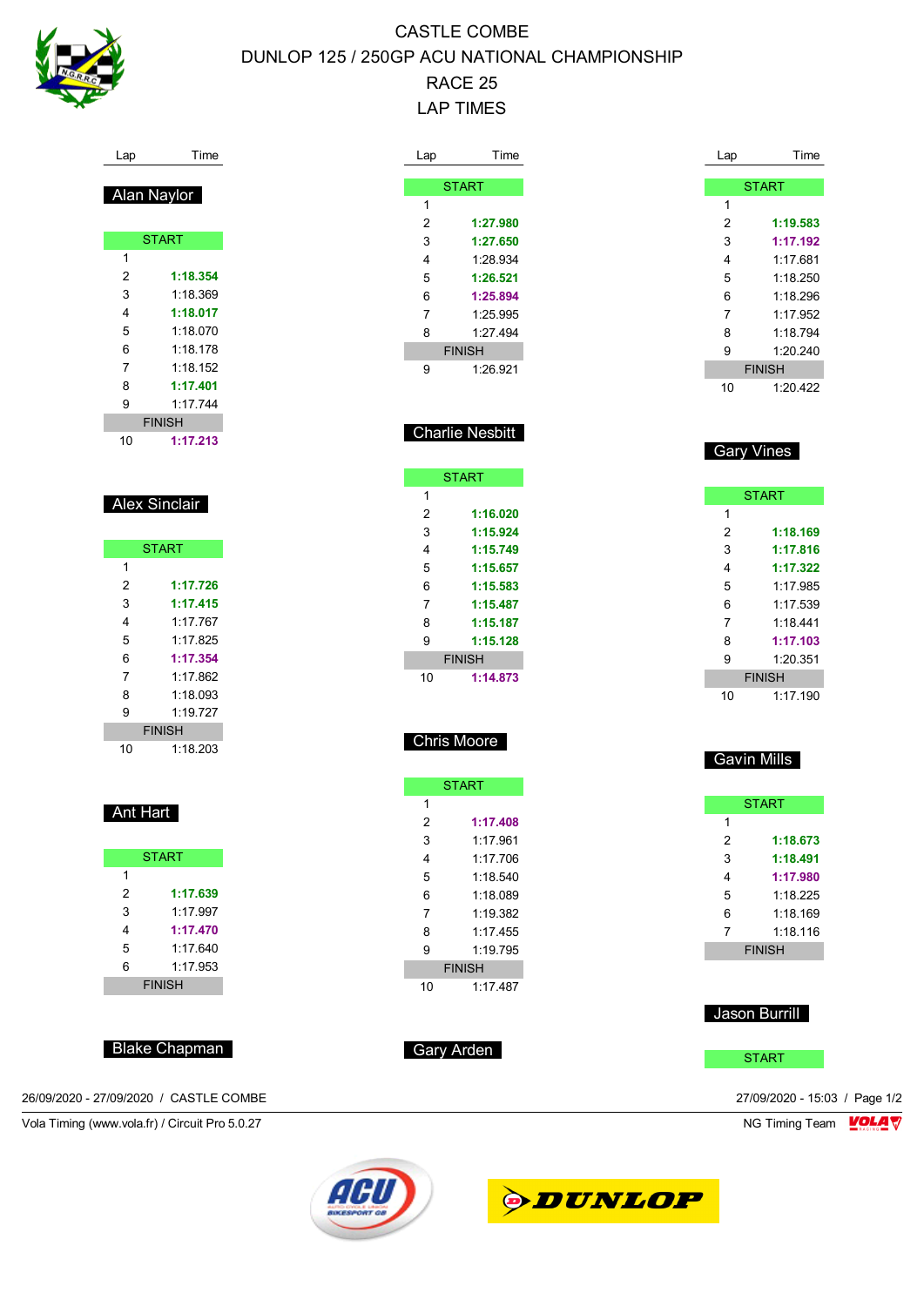# CASTLE COMBE

## DUNLOP 125 / 250GP ACU NATIONAL CHAMPIONSHIP

## RACE 25

## LAP TIMES

### Alan Naylor

| Lap | Time |
|---|---|
| START | |
| 1 | |
| 2 | 1:18.354 |
| 3 | 1:18.369 |
| 4 | 1:18.017 |
| 5 | 1:18.070 |
| 6 | 1:18.178 |
| 7 | 1:18.152 |
| 8 | 1:17.401 |
| 9 | 1:17.744 |
| FINISH | |
| 10 | 1:17.213 |

### Alex Sinclair

| Lap | Time |
|---|---|
| START | |
| 1 | |
| 2 | 1:17.726 |
| 3 | 1:17.415 |
| 4 | 1:17.767 |
| 5 | 1:17.825 |
| 6 | 1:17.354 |
| 7 | 1:17.862 |
| 8 | 1:18.093 |
| 9 | 1:19.727 |
| FINISH | |
| 10 | 1:18.203 |

### Ant Hart

| Lap | Time |
|---|---|
| START | |
| 1 | |
| 2 | 1:17.639 |
| 3 | 1:17.997 |
| 4 | 1:17.470 |
| 5 | 1:17.640 |
| 6 | 1:17.953 |
| FINISH | |

### Blake Chapman

| Lap | Time |
|---|---|
| START | |
| 1 | |
| 2 | 1:27.980 |
| 3 | 1:27.650 |
| 4 | 1:28.934 |
| 5 | 1:26.521 |
| 6 | 1:25.894 |
| 7 | 1:25.995 |
| 8 | 1:27.494 |
| FINISH | |
| 9 | 1:26.921 |

### Charlie Nesbitt

| Lap | Time |
|---|---|
| START | |
| 1 | |
| 2 | 1:16.020 |
| 3 | 1:15.924 |
| 4 | 1:15.749 |
| 5 | 1:15.657 |
| 6 | 1:15.583 |
| 7 | 1:15.487 |
| 8 | 1:15.187 |
| 9 | 1:15.128 |
| FINISH | |
| 10 | 1:14.873 |

### Chris Moore

| Lap | Time |
|---|---|
| START | |
| 1 | |
| 2 | 1:17.408 |
| 3 | 1:17.961 |
| 4 | 1:17.706 |
| 5 | 1:18.540 |
| 6 | 1:18.089 |
| 7 | 1:19.382 |
| 8 | 1:17.455 |
| 9 | 1:19.795 |
| FINISH | |
| 10 | 1:17.487 |

### Gary Arden

| Lap | Time |
|---|---|
| START | |
| 1 | |
| 2 | 1:19.583 |
| 3 | 1:17.192 |
| 4 | 1:17.681 |
| 5 | 1:18.250 |
| 6 | 1:18.296 |
| 7 | 1:17.952 |
| 8 | 1:18.794 |
| 9 | 1:20.240 |
| FINISH | |
| 10 | 1:20.422 |

### Gary Vines

| Lap | Time |
|---|---|
| START | |
| 1 | |
| 2 | 1:18.169 |
| 3 | 1:17.816 |
| 4 | 1:17.322 |
| 5 | 1:17.985 |
| 6 | 1:17.539 |
| 7 | 1:18.441 |
| 8 | 1:17.103 |
| 9 | 1:20.351 |
| FINISH | |
| 10 | 1:17.190 |

### Gavin Mills

| Lap | Time |
|---|---|
| START | |
| 1 | |
| 2 | 1:18.673 |
| 3 | 1:18.491 |
| 4 | 1:17.980 |
| 5 | 1:18.225 |
| 6 | 1:18.169 |
| 7 | 1:18.116 |
| FINISH | |

### Jason Burrill

| Lap | Time |
|---|---|
| START | |

26/09/2020 - 27/09/2020 / CASTLE COMBE

27/09/2020 - 15:03

Vola Timing (www.vola.fr) / Circuit Pro 5.0.27

NG Timing Team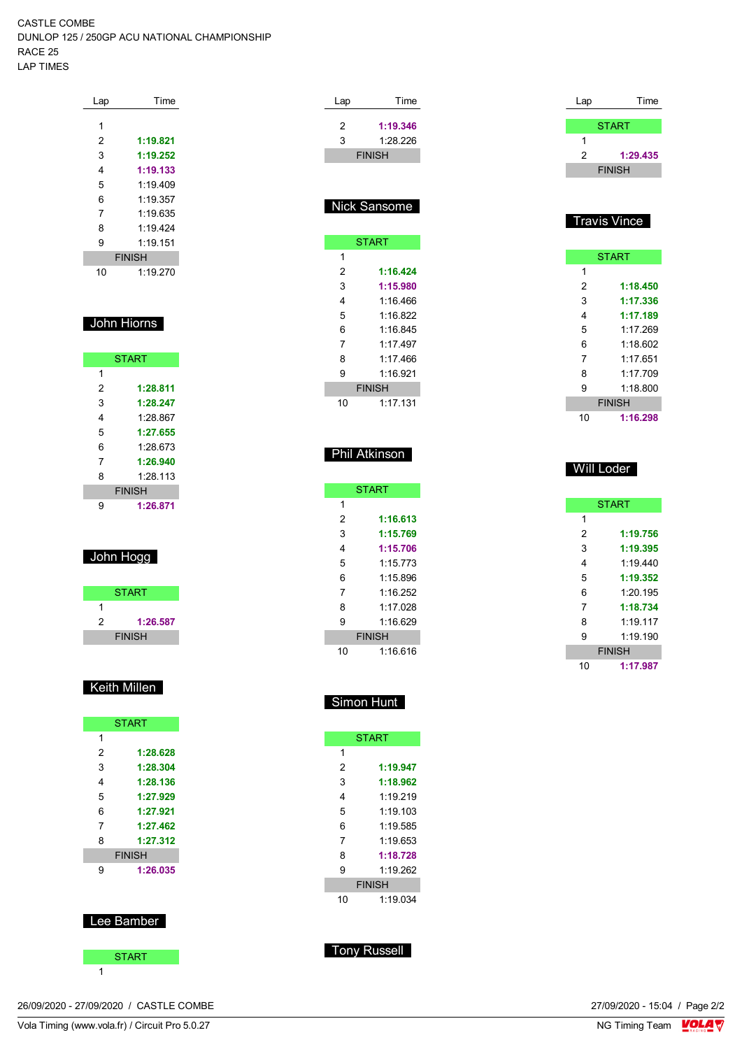CASTLE COMBE
DUNLOP 125 / 250GP ACU NATIONAL CHAMPIONSHIP
RACE 25
LAP TIMES

| Lap | Time |
|---|---|
| 1 | |
| 2 | **1:19.821** |
| 3 | **1:19.252** |
| 4 | **1:19.133** |
| 5 | 1:19.409 |
| 6 | 1:19.357 |
| 7 | 1:19.635 |
| 8 | 1:19.424 |
| 9 | 1:19.151 |
| FINISH | |
| 10 | 1:19.270 |

## John Hiorns

| Lap | Time |
|---|---|
| START | |
| 1 | |
| 2 | **1:28.811** |
| 3 | **1:28.247** |
| 4 | 1:28.867 |
| 5 | **1:27.655** |
| 6 | 1:28.673 |
| 7 | **1:26.940** |
| 8 | 1:28.113 |
| FINISH | |
| 9 | **1:26.871** |

## John Hogg

| Lap | Time |
|---|---|
| START | |
| 1 | |
| 2 | **1:26.587** |
| FINISH | |

## Keith Millen

| Lap | Time |
|---|---|
| START | |
| 1 | |
| 2 | **1:28.628** |
| 3 | **1:28.304** |
| 4 | **1:28.136** |
| 5 | **1:27.929** |
| 6 | **1:27.921** |
| 7 | **1:27.462** |
| 8 | **1:27.312** |
| FINISH | |
| 9 | **1:26.035** |

## Lee Bamber

| Lap | Time |
|---|---|
| START | |
| 1 | |
| 2 | **1:19.346** |
| 3 | 1:28.226 |
| FINISH | |

## Nick Sansome

| Lap | Time |
|---|---|
| START | |
| 1 | |
| 2 | **1:16.424** |
| 3 | **1:15.980** |
| 4 | 1:16.466 |
| 5 | 1:16.822 |
| 6 | 1:16.845 |
| 7 | 1:17.497 |
| 8 | 1:17.466 |
| 9 | 1:16.921 |
| FINISH | |
| 10 | 1:17.131 |

## Phil Atkinson

| Lap | Time |
|---|---|
| START | |
| 1 | |
| 2 | **1:16.613** |
| 3 | **1:15.769** |
| 4 | **1:15.706** |
| 5 | 1:15.773 |
| 6 | 1:15.896 |
| 7 | 1:16.252 |
| 8 | 1:17.028 |
| 9 | 1:16.629 |
| FINISH | |
| 10 | 1:16.616 |

## Simon Hunt

| Lap | Time |
|---|---|
| START | |
| 1 | |
| 2 | **1:19.947** |
| 3 | **1:18.962** |
| 4 | 1:19.219 |
| 5 | 1:19.103 |
| 6 | 1:19.585 |
| 7 | 1:19.653 |
| 8 | **1:18.728** |
| 9 | 1:19.262 |
| FINISH | |
| 10 | 1:19.034 |

## Tony Russell

| Lap | Time |
|---|---|
| START | |
| 1 | |
| 2 | **1:29.435** |
| FINISH | |

## Travis Vince

| Lap | Time |
|---|---|
| START | |
| 1 | |
| 2 | **1:18.450** |
| 3 | **1:17.336** |
| 4 | **1:17.189** |
| 5 | 1:17.269 |
| 6 | 1:18.602 |
| 7 | 1:17.651 |
| 8 | 1:17.709 |
| 9 | 1:18.800 |
| FINISH | |
| 10 | **1:16.298** |

## Will Loder

| Lap | Time |
|---|---|
| START | |
| 1 | |
| 2 | **1:19.756** |
| 3 | **1:19.395** |
| 4 | 1:19.440 |
| 5 | **1:19.352** |
| 6 | 1:20.195 |
| 7 | **1:18.734** |
| 8 | 1:19.117 |
| 9 | 1:19.190 |
| FINISH | |
| 10 | **1:17.987** |

26/09/2020 - 27/09/2020 / CASTLE COMBE
Vola Timing (www.vola.fr) / Circuit Pro 5.0.27
27/09/2020 - 15:04
NG Timing Team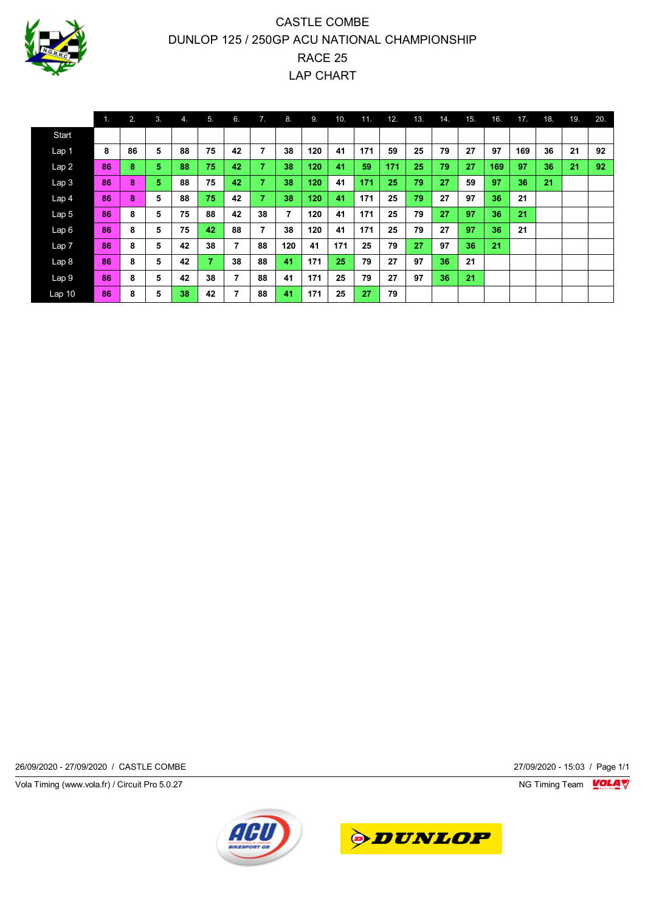# CASTLE COMBE
# DUNLOP 125 / 250GP ACU NATIONAL CHAMPIONSHIP
# RACE 25
# LAP CHART

| | 1. | 2. | 3. | 4. | 5. | 6. | 7. | 8. | 9. | 10. | 11. | 12. | 13. | 14. | 15. | 16. | 17. | 18. | 19. | 20. |
|---|---|---|---|---|---|---|---|---|---|---|---|---|---|---|---|---|---|---|---|---|
| Start | | | | | | | | | | | | | | | | | | | | |
| Lap 1 | 8 | 86 | 5 | 88 | 75 | 42 | 7 | 38 | 120 | 41 | 171 | 59 | 25 | 79 | 27 | 97 | 169 | 36 | 21 | 92 |
| Lap 2 | 86 | 8 | 5 | 88 | 75 | 42 | 7 | 38 | 120 | 41 | 59 | 171 | 25 | 79 | 27 | 169 | 97 | 36 | 21 | 92 |
| Lap 3 | 86 | 8 | 5 | 88 | 75 | 42 | 7 | 38 | 120 | 41 | 171 | 25 | 79 | 27 | 59 | 97 | 36 | 21 | | |
| Lap 4 | 86 | 8 | 5 | 88 | 75 | 42 | 7 | 38 | 120 | 41 | 171 | 25 | 79 | 27 | 97 | 36 | 21 | | | |
| Lap 5 | 86 | 8 | 5 | 75 | 88 | 42 | 38 | 7 | 120 | 41 | 171 | 25 | 79 | 27 | 97 | 36 | 21 | | | |
| Lap 6 | 86 | 8 | 5 | 75 | 42 | 88 | 7 | 38 | 120 | 41 | 171 | 25 | 79 | 27 | 97 | 36 | 21 | | | |
| Lap 7 | 86 | 8 | 5 | 42 | 38 | 7 | 88 | 120 | 41 | 171 | 25 | 79 | 27 | 97 | 36 | 21 | | | | |
| Lap 8 | 86 | 8 | 5 | 42 | 7 | 38 | 88 | 41 | 171 | 25 | 79 | 27 | 97 | 36 | 21 | | | | | |
| Lap 9 | 86 | 8 | 5 | 42 | 38 | 7 | 88 | 41 | 171 | 25 | 79 | 27 | 97 | 36 | 21 | | | | | |
| Lap 10 | 86 | 8 | 5 | 38 | 42 | 7 | 88 | 41 | 171 | 25 | 27 | 79 | | | | | | | | |

26/09/2020 - 27/09/2020 / CASTLE COMBE

27/09/2020 - 15:03

Vola Timing (www.vola.fr) / Circuit Pro 5.0.27

NG Timing Team